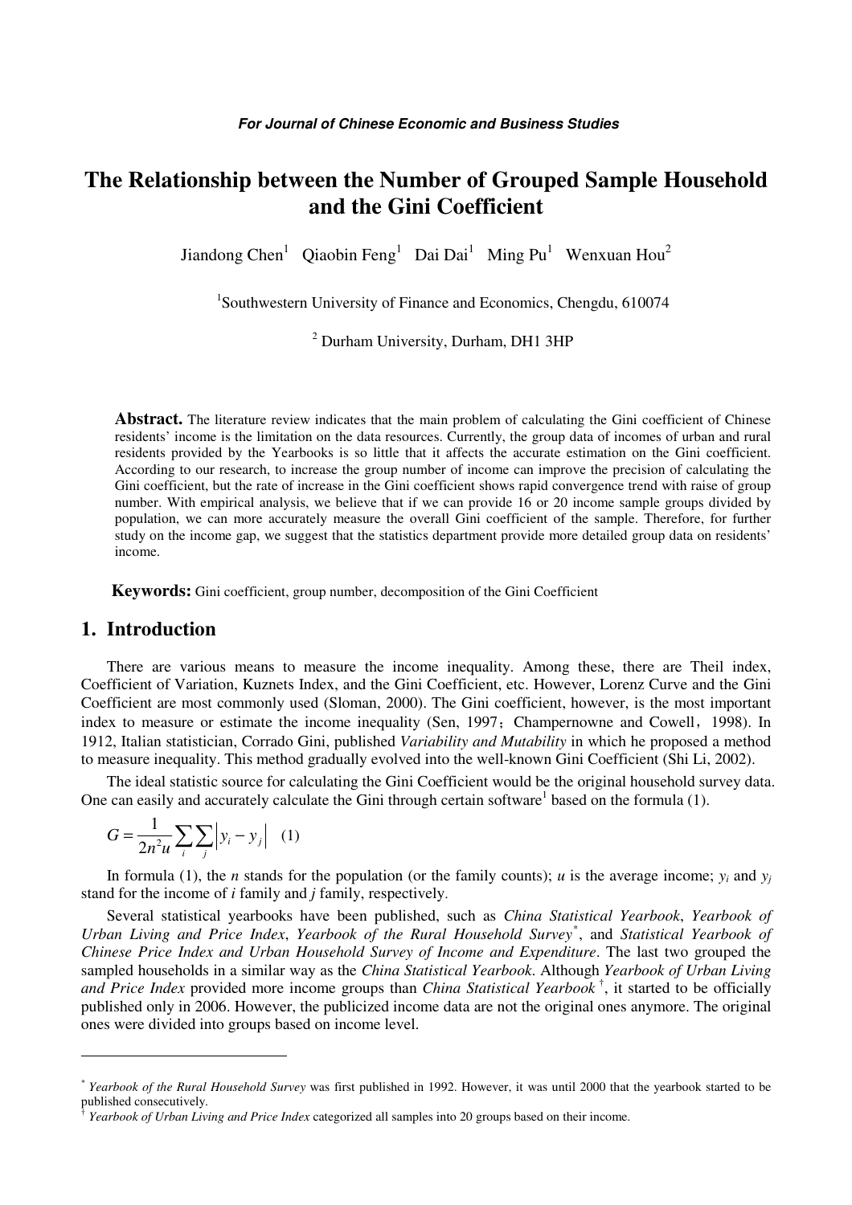*For Journal of Chinese Economic and Business Studies*

# The Relationship between the Number of Grouped Sample Household and the Gini Coefficient

Jiandong Chen[1] Qiaobin Feng[1] Dai Dai[1] Ming Pu[1] Wenxuan Hou[2]

[1]Southwestern University of Finance and Economics, Chengdu, 610074

[2] Durham University, Durham, DH1 3HP

**Abstract.** The literature review indicates that the main problem of calculating the Gini coefficient of Chinese residents' income is the limitation on the data resources. Currently, the group data of incomes of urban and rural residents provided by the Yearbooks is so little that it affects the accurate estimation on the Gini coefficient. According to our research, to increase the group number of income can improve the precision of calculating the Gini coefficient, but the rate of increase in the Gini coefficient shows rapid convergence trend with raise of group number. With empirical analysis, we believe that if we can provide 16 or 20 income sample groups divided by population, we can more accurately measure the overall Gini coefficient of the sample. Therefore, for further study on the income gap, we suggest that the statistics department provide more detailed group data on residents' income.

**Keywords:** Gini coefficient, group number, decomposition of the Gini Coefficient

## 1. Introduction

There are various means to measure the income inequality. Among these, there are Theil index, Coefficient of Variation, Kuznets Index, and the Gini Coefficient, etc. However, Lorenz Curve and the Gini Coefficient are most commonly used (Sloman, 2000). The Gini coefficient, however, is the most important index to measure or estimate the income inequality (Sen, 1997；Champernowne and Cowell，1998). In 1912, Italian statistician, Corrado Gini, published *Variability and Mutability* in which he proposed a method to measure inequality. This method gradually evolved into the well-known Gini Coefficient (Shi Li, 2002).

The ideal statistic source for calculating the Gini Coefficient would be the original household survey data. One can easily and accurately calculate the Gini through certain software[1] based on the formula (1).

$$G = \frac{1}{2n^2 u} \sum_i \sum_j \left| y_i - y_j \right| \quad (1)$$

In formula (1), the $n$ stands for the population (or the family counts); $u$ is the average income; $y_i$ and $y_j$ stand for the income of $i$ family and $j$ family, respectively.

Several statistical yearbooks have been published, such as *China Statistical Yearbook*, *Yearbook of Urban Living and Price Index*, *Yearbook of the Rural Household Survey*[*], and *Statistical Yearbook of Chinese Price Index and Urban Household Survey of Income and Expenditure*. The last two grouped the sampled households in a similar way as the *China Statistical Yearbook*. Although *Yearbook of Urban Living and Price Index* provided more income groups than *China Statistical Yearbook* [†], it started to be officially published only in 2006. However, the publicized income data are not the original ones anymore. The original ones were divided into groups based on income level.

---

[*] *Yearbook of the Rural Household Survey* was first published in 1992. However, it was until 2000 that the yearbook started to be published consecutively.

[†] *Yearbook of Urban Living and Price Index* categorized all samples into 20 groups based on their income.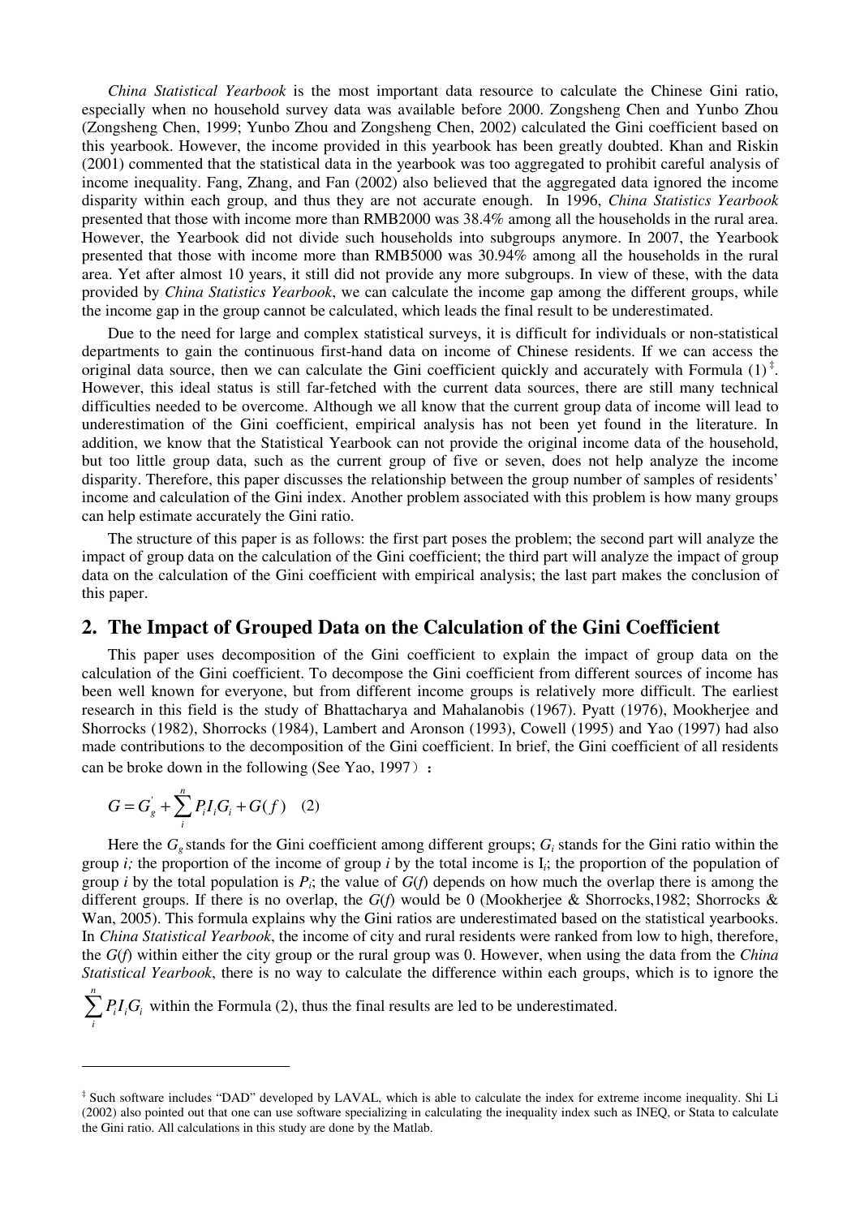*China Statistical Yearbook* is the most important data resource to calculate the Chinese Gini ratio, especially when no household survey data was available before 2000. Zongsheng Chen and Yunbo Zhou (Zongsheng Chen, 1999; Yunbo Zhou and Zongsheng Chen, 2002) calculated the Gini coefficient based on this yearbook. However, the income provided in this yearbook has been greatly doubted. Khan and Riskin (2001) commented that the statistical data in the yearbook was too aggregated to prohibit careful analysis of income inequality. Fang, Zhang, and Fan (2002) also believed that the aggregated data ignored the income disparity within each group, and thus they are not accurate enough. In 1996, *China Statistics Yearbook* presented that those with income more than RMB2000 was 38.4% among all the households in the rural area. However, the Yearbook did not divide such households into subgroups anymore. In 2007, the Yearbook presented that those with income more than RMB5000 was 30.94% among all the households in the rural area. Yet after almost 10 years, it still did not provide any more subgroups. In view of these, with the data provided by *China Statistics Yearbook*, we can calculate the income gap among the different groups, while the income gap in the group cannot be calculated, which leads the final result to be underestimated.

Due to the need for large and complex statistical surveys, it is difficult for individuals or non-statistical departments to gain the continuous first-hand data on income of Chinese residents. If we can access the original data source, then we can calculate the Gini coefficient quickly and accurately with Formula (1)[‡]. However, this ideal status is still far-fetched with the current data sources, there are still many technical difficulties needed to be overcome. Although we all know that the current group data of income will lead to underestimation of the Gini coefficient, empirical analysis has not been yet found in the literature. In addition, we know that the Statistical Yearbook can not provide the original income data of the household, but too little group data, such as the current group of five or seven, does not help analyze the income disparity. Therefore, this paper discusses the relationship between the group number of samples of residents' income and calculation of the Gini index. Another problem associated with this problem is how many groups can help estimate accurately the Gini ratio.

The structure of this paper is as follows: the first part poses the problem; the second part will analyze the impact of group data on the calculation of the Gini coefficient; the third part will analyze the impact of group data on the calculation of the Gini coefficient with empirical analysis; the last part makes the conclusion of this paper.

## 2. The Impact of Grouped Data on the Calculation of the Gini Coefficient

This paper uses decomposition of the Gini coefficient to explain the impact of group data on the calculation of the Gini coefficient. To decompose the Gini coefficient from different sources of income has been well known for everyone, but from different income groups is relatively more difficult. The earliest research in this field is the study of Bhattacharya and Mahalanobis (1967). Pyatt (1976), Mookherjee and Shorrocks (1982), Shorrocks (1984), Lambert and Aronson (1993), Cowell (1995) and Yao (1997) had also made contributions to the decomposition of the Gini coefficient. In brief, the Gini coefficient of all residents can be broke down in the following (See Yao, 1997）:

$$G = G_g^{'} + \sum_{i}^{n} P_i I_i G_i + G(f) \quad (2)$$

Here the $G_g$ stands for the Gini coefficient among different groups; $G_i$ stands for the Gini ratio within the group $i$; the proportion of the income of group $i$ by the total income is $I_i$; the proportion of the population of group $i$ by the total population is $P_i$; the value of $G(f)$ depends on how much the overlap there is among the different groups. If there is no overlap, the $G(f)$ would be 0 (Mookherjee & Shorrocks,1982; Shorrocks & Wan, 2005). This formula explains why the Gini ratios are underestimated based on the statistical yearbooks. In *China Statistical Yearbook*, the income of city and rural residents were ranked from low to high, therefore, the $G(f)$ within either the city group or the rural group was 0. However, when using the data from the *China Statistical Yearbook*, there is no way to calculate the difference within each groups, which is to ignore the $\sum_{i}^{n} P_i I_i G_i$ within the Formula (2), thus the final results are led to be underestimated.

---

[‡] Such software includes "DAD" developed by LAVAL, which is able to calculate the index for extreme income inequality. Shi Li (2002) also pointed out that one can use software specializing in calculating the inequality index such as INEQ, or Stata to calculate the Gini ratio. All calculations in this study are done by the Matlab.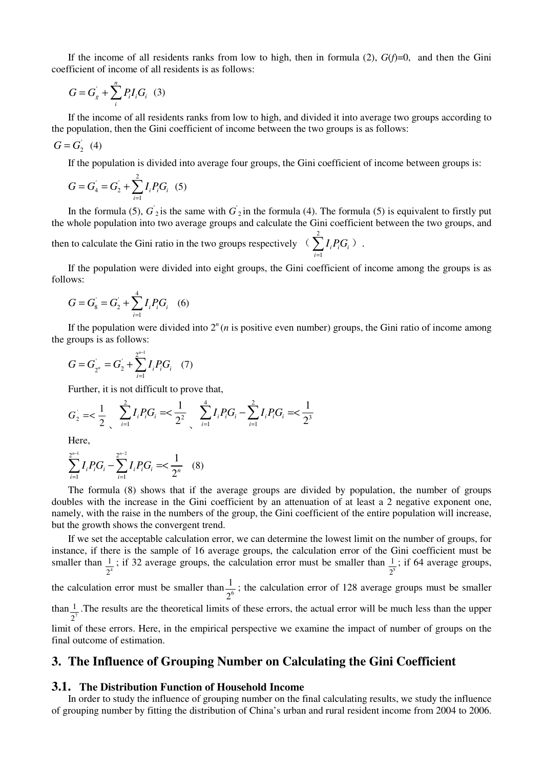If the income of all residents ranks from low to high, then in formula (2), $G(f)$=0, and then the Gini coefficient of income of all residents is as follows:

$$G = G_g^{'} + \sum_{i}^{n} P_i I_i G_i \quad (3)$$

If the income of all residents ranks from low to high, and divided it into average two groups according to the population, then the Gini coefficient of income between the two groups is as follows:

$$G = G_2^{'} \quad (4)$$

If the population is divided into average four groups, the Gini coefficient of income between groups is:

$$G = G_4^{'} = G_2^{'} + \sum_{i=1}^{2} I_i P_i G_i \quad (5)$$

In the formula (5), $G^{'}_2$ is the same with $G^{'}_2$ in the formula (4). The formula (5) is equivalent to firstly put the whole population into two average groups and calculate the Gini coefficient between the two groups, and then to calculate the Gini ratio in the two groups respectively （$\sum_{i=1}^{2} I_i P_i G_i$）.

If the population were divided into eight groups, the Gini coefficient of income among the groups is as follows:

$$G = G_8^{'} = G_2^{'} + \sum_{i=1}^{4} I_i P_i G_i \quad (6)$$

If the population were divided into $2^n$ ($n$ is positive even number) groups, the Gini ratio of income among the groups is as follows:

$$G = G_{2^n}^{'} = G_2^{'} + \sum_{i=1}^{2^{n-1}} I_i P_i G_i \quad (7)$$

Further, it is not difficult to prove that,

$$G_2^{'} =< \frac{1}{2} \text{、} \sum_{i=1}^{2} I_i P_i G_i =< \frac{1}{2^2} \text{、} \sum_{i=1}^{4} I_i P_i G_i - \sum_{i=1}^{2} I_i P_i G_i =< \frac{1}{2^3}$$

Here,

$$\sum_{i=1}^{2^{n-1}} I_i P_i G_i - \sum_{i=1}^{2^{n-2}} I_i P_i G_i =< \frac{1}{2^n} \quad (8)$$

The formula (8) shows that if the average groups are divided by population, the number of groups doubles with the increase in the Gini coefficient by an attenuation of at least a 2 negative exponent one, namely, with the raise in the numbers of the group, the Gini coefficient of the entire population will increase, but the growth shows the convergent trend.

If we set the acceptable calculation error, we can determine the lowest limit on the number of groups, for instance, if there is the sample of 16 average groups, the calculation error of the Gini coefficient must be smaller than $\frac{1}{2^4}$; if 32 average groups, the calculation error must be smaller than $\frac{1}{2^5}$; if 64 average groups, the calculation error must be smaller than $\frac{1}{2^6}$; the calculation error of 128 average groups must be smaller than $\frac{1}{2^7}$. The results are the theoretical limits of these errors, the actual error will be much less than the upper limit of these errors. Here, in the empirical perspective we examine the impact of number of groups on the final outcome of estimation.

## 3. The Influence of Grouping Number on Calculating the Gini Coefficient

### 3.1. The Distribution Function of Household Income

In order to study the influence of grouping number on the final calculating results, we study the influence of grouping number by fitting the distribution of China's urban and rural resident income from 2004 to 2006.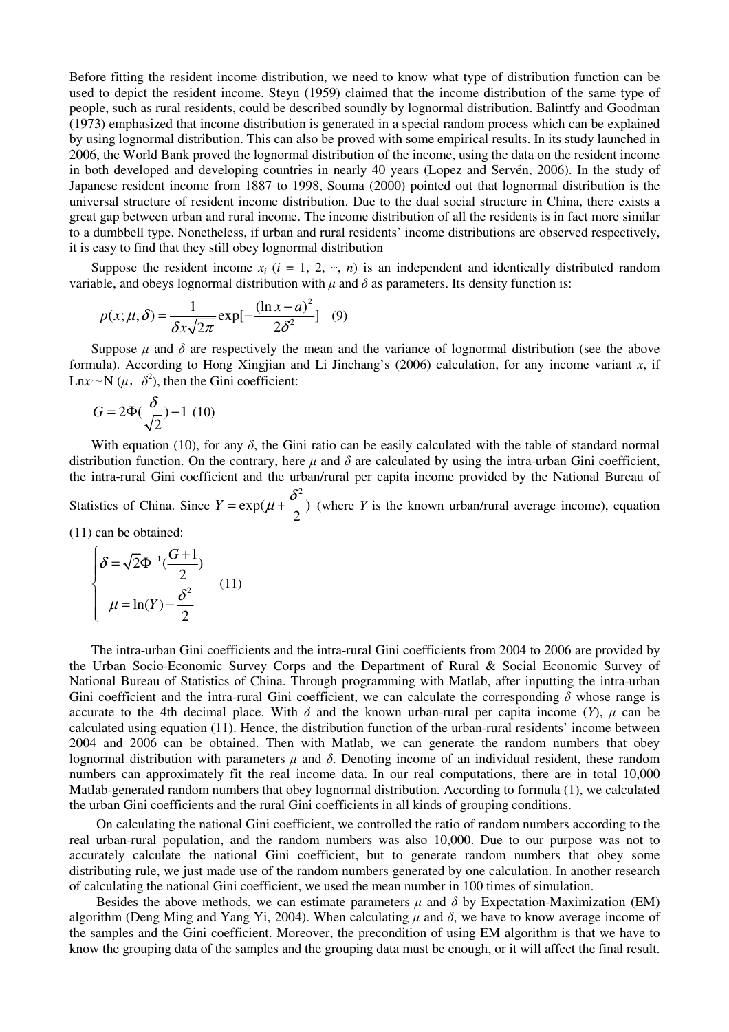Before fitting the resident income distribution, we need to know what type of distribution function can be used to depict the resident income. Steyn (1959) claimed that the income distribution of the same type of people, such as rural residents, could be described soundly by lognormal distribution. Balintfy and Goodman (1973) emphasized that income distribution is generated in a special random process which can be explained by using lognormal distribution. This can also be proved with some empirical results. In its study launched in 2006, the World Bank proved the lognormal distribution of the income, using the data on the resident income in both developed and developing countries in nearly 40 years (Lopez and Servén, 2006). In the study of Japanese resident income from 1887 to 1998, Souma (2000) pointed out that lognormal distribution is the universal structure of resident income distribution. Due to the dual social structure in China, there exists a great gap between urban and rural income. The income distribution of all the residents is in fact more similar to a dumbbell type. Nonetheless, if urban and rural residents' income distributions are observed respectively, it is easy to find that they still obey lognormal distribution

Suppose the resident income $x_i$ ($i$ = 1, 2, ···, $n$) is an independent and identically distributed random variable, and obeys lognormal distribution with $\mu$ and $\delta$ as parameters. Its density function is:

$$p(x;\mu,\delta)=\frac{1}{\delta x\sqrt{2\pi}}\exp[-\frac{(\ln x-a)^2}{2\delta^2}] \quad (9)$$

Suppose $\mu$ and $\delta$ are respectively the mean and the variance of lognormal distribution (see the above formula). According to Hong Xingjian and Li Jinchang's (2006) calculation, for any income variant $x$, if $\mathrm{Ln}x \sim N(\mu, \delta^2)$, then the Gini coefficient:

$$G=2\Phi(\frac{\delta}{\sqrt{2}})-1 \quad (10)$$

With equation (10), for any $\delta$, the Gini ratio can be easily calculated with the table of standard normal distribution function. On the contrary, here $\mu$ and $\delta$ are calculated by using the intra-urban Gini coefficient, the intra-rural Gini coefficient and the urban/rural per capita income provided by the National Bureau of Statistics of China. Since $Y=\exp(\mu+\frac{\delta^2}{2})$ (where $Y$ is the known urban/rural average income), equation (11) can be obtained:

$$\begin{cases}\delta=\sqrt{2}\Phi^{-1}(\frac{G+1}{2}) \\ \mu=\ln(Y)-\frac{\delta^2}{2}\end{cases} \quad (11)$$

The intra-urban Gini coefficients and the intra-rural Gini coefficients from 2004 to 2006 are provided by the Urban Socio-Economic Survey Corps and the Department of Rural & Social Economic Survey of National Bureau of Statistics of China. Through programming with Matlab, after inputting the intra-urban Gini coefficient and the intra-rural Gini coefficient, we can calculate the corresponding $\delta$ whose range is accurate to the 4th decimal place. With $\delta$ and the known urban-rural per capita income ($Y$), $\mu$ can be calculated using equation (11). Hence, the distribution function of the urban-rural residents' income between 2004 and 2006 can be obtained. Then with Matlab, we can generate the random numbers that obey lognormal distribution with parameters $\mu$ and $\delta$. Denoting income of an individual resident, these random numbers can approximately fit the real income data. In our real computations, there are in total 10,000 Matlab-generated random numbers that obey lognormal distribution. According to formula (1), we calculated the urban Gini coefficients and the rural Gini coefficients in all kinds of grouping conditions.

On calculating the national Gini coefficient, we controlled the ratio of random numbers according to the real urban-rural population, and the random numbers was also 10,000. Due to our purpose was not to accurately calculate the national Gini coefficient, but to generate random numbers that obey some distributing rule, we just made use of the random numbers generated by one calculation. In another research of calculating the national Gini coefficient, we used the mean number in 100 times of simulation.

Besides the above methods, we can estimate parameters $\mu$ and $\delta$ by Expectation-Maximization (EM) algorithm (Deng Ming and Yang Yi, 2004). When calculating $\mu$ and $\delta$, we have to know average income of the samples and the Gini coefficient. Moreover, the precondition of using EM algorithm is that we have to know the grouping data of the samples and the grouping data must be enough, or it will affect the final result.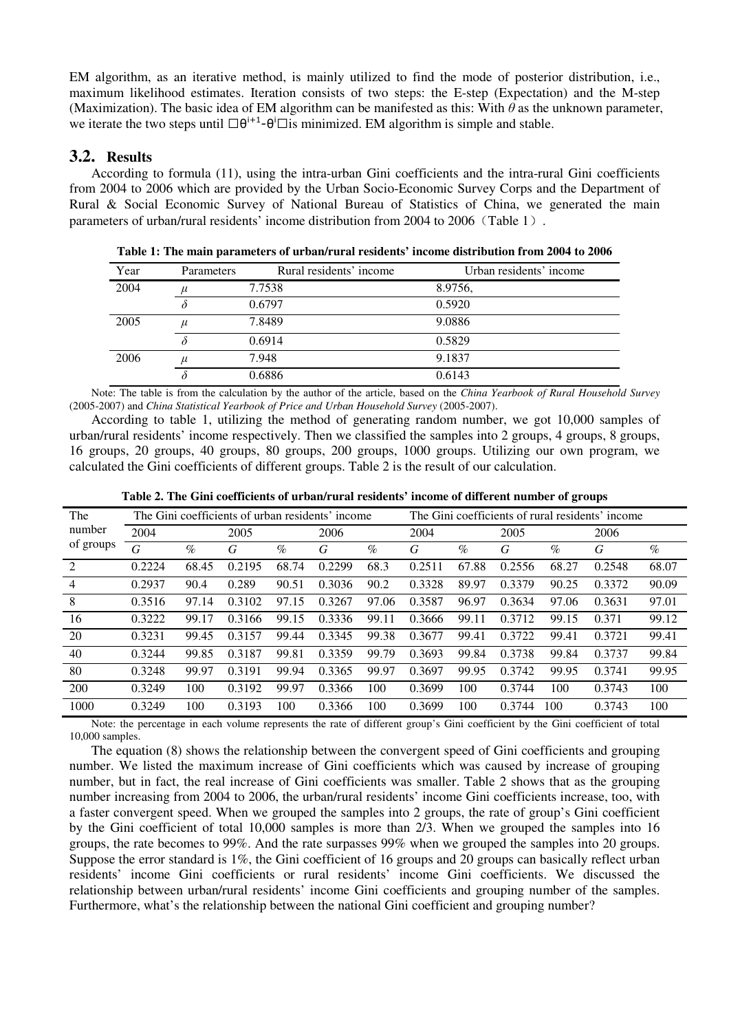EM algorithm, as an iterative method, is mainly utilized to find the mode of posterior distribution, i.e., maximum likelihood estimates. Iteration consists of two steps: the E-step (Expectation) and the M-step (Maximization). The basic idea of EM algorithm can be manifested as this: With $\theta$ as the unknown parameter, we iterate the two steps until $\|\theta^{i+1}-\theta^{i}\|$ is minimized. EM algorithm is simple and stable.

## 3.2. Results

According to formula (11), using the intra-urban Gini coefficients and the intra-rural Gini coefficients from 2004 to 2006 which are provided by the Urban Socio-Economic Survey Corps and the Department of Rural & Social Economic Survey of National Bureau of Statistics of China, we generated the main parameters of urban/rural residents' income distribution from 2004 to 2006（Table 1）.

**Table 1: The main parameters of urban/rural residents' income distribution from 2004 to 2006**

| Year | Parameters | Rural residents' income | Urban residents' income |
|---|---|---|---|
| 2004 | $\mu$ | 7.7538 | 8.9756, |
| | $\delta$ | 0.6797 | 0.5920 |
| 2005 | $\mu$ | 7.8489 | 9.0886 |
| | $\delta$ | 0.6914 | 0.5829 |
| 2006 | $\mu$ | 7.948 | 9.1837 |
| | $\delta$ | 0.6886 | 0.6143 |

Note: The table is from the calculation by the author of the article, based on the *China Yearbook of Rural Household Survey* (2005-2007) and *China Statistical Yearbook of Price and Urban Household Survey* (2005-2007).

According to table 1, utilizing the method of generating random number, we got 10,000 samples of urban/rural residents' income respectively. Then we classified the samples into 2 groups, 4 groups, 8 groups, 16 groups, 20 groups, 40 groups, 80 groups, 200 groups, 1000 groups. Utilizing our own program, we calculated the Gini coefficients of different groups. Table 2 is the result of our calculation.

**Table 2. The Gini coefficients of urban/rural residents' income of different number of groups**

| The number of groups | The Gini coefficients of urban residents' income | | | | | | The Gini coefficients of rural residents' income | | | | | |
|---|---|---|---|---|---|---|---|---|---|---|---|---|
| | 2004 | | 2005 | | 2006 | | 2004 | | 2005 | | 2006 | |
| | G | % | G | % | G | % | G | % | G | % | G | % |
| 2 | 0.2224 | 68.45 | 0.2195 | 68.74 | 0.2299 | 68.3 | 0.2511 | 67.88 | 0.2556 | 68.27 | 0.2548 | 68.07 |
| 4 | 0.2937 | 90.4 | 0.289 | 90.51 | 0.3036 | 90.2 | 0.3328 | 89.97 | 0.3379 | 90.25 | 0.3372 | 90.09 |
| 8 | 0.3516 | 97.14 | 0.3102 | 97.15 | 0.3267 | 97.06 | 0.3587 | 96.97 | 0.3634 | 97.06 | 0.3631 | 97.01 |
| 16 | 0.3222 | 99.17 | 0.3166 | 99.15 | 0.3336 | 99.11 | 0.3666 | 99.11 | 0.3712 | 99.15 | 0.371 | 99.12 |
| 20 | 0.3231 | 99.45 | 0.3157 | 99.44 | 0.3345 | 99.38 | 0.3677 | 99.41 | 0.3722 | 99.41 | 0.3721 | 99.41 |
| 40 | 0.3244 | 99.85 | 0.3187 | 99.81 | 0.3359 | 99.79 | 0.3693 | 99.84 | 0.3738 | 99.84 | 0.3737 | 99.84 |
| 80 | 0.3248 | 99.97 | 0.3191 | 99.94 | 0.3365 | 99.97 | 0.3697 | 99.95 | 0.3742 | 99.95 | 0.3741 | 99.95 |
| 200 | 0.3249 | 100 | 0.3192 | 99.97 | 0.3366 | 100 | 0.3699 | 100 | 0.3744 | 100 | 0.3743 | 100 |
| 1000 | 0.3249 | 100 | 0.3193 | 100 | 0.3366 | 100 | 0.3699 | 100 | 0.3744 | 100 | 0.3743 | 100 |

Note: the percentage in each volume represents the rate of different group's Gini coefficient by the Gini coefficient of total 10,000 samples.

The equation (8) shows the relationship between the convergent speed of Gini coefficients and grouping number. We listed the maximum increase of Gini coefficients which was caused by increase of grouping number, but in fact, the real increase of Gini coefficients was smaller. Table 2 shows that as the grouping number increasing from 2004 to 2006, the urban/rural residents' income Gini coefficients increase, too, with a faster convergent speed. When we grouped the samples into 2 groups, the rate of group's Gini coefficient by the Gini coefficient of total 10,000 samples is more than 2/3. When we grouped the samples into 16 groups, the rate becomes to 99%. And the rate surpasses 99% when we grouped the samples into 20 groups. Suppose the error standard is 1%, the Gini coefficient of 16 groups and 20 groups can basically reflect urban residents' income Gini coefficients or rural residents' income Gini coefficients. We discussed the relationship between urban/rural residents' income Gini coefficients and grouping number of the samples. Furthermore, what's the relationship between the national Gini coefficient and grouping number?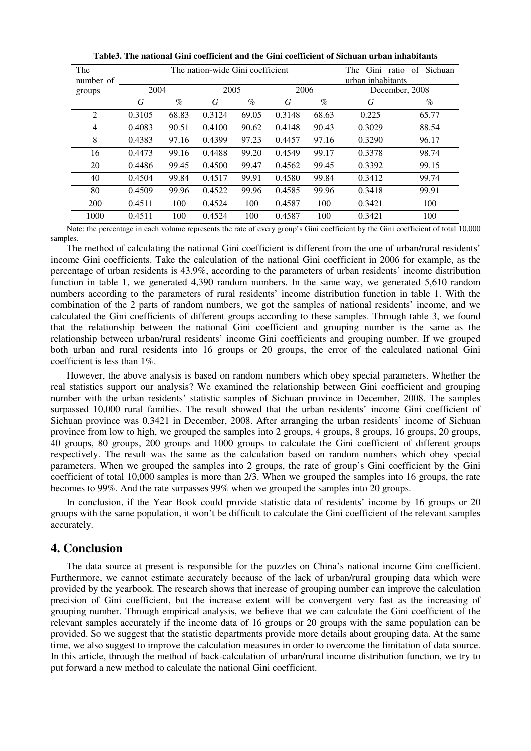**Table3. The national Gini coefficient and the Gini coefficient of Sichuan urban inhabitants**

| The number of groups | The nation-wide Gini coefficient | | | | | | The Gini ratio of Sichuan urban inhabitants | |
|---|---|---|---|---|---|---|---|---|
| | 2004 | | 2005 | | 2006 | | December, 2008 | |
| | *G* | % | *G* | % | *G* | % | *G* | % |
| 2 | 0.3105 | 68.83 | 0.3124 | 69.05 | 0.3148 | 68.63 | 0.225 | 65.77 |
| 4 | 0.4083 | 90.51 | 0.4100 | 90.62 | 0.4148 | 90.43 | 0.3029 | 88.54 |
| 8 | 0.4383 | 97.16 | 0.4399 | 97.23 | 0.4457 | 97.16 | 0.3290 | 96.17 |
| 16 | 0.4473 | 99.16 | 0.4488 | 99.20 | 0.4549 | 99.17 | 0.3378 | 98.74 |
| 20 | 0.4486 | 99.45 | 0.4500 | 99.47 | 0.4562 | 99.45 | 0.3392 | 99.15 |
| 40 | 0.4504 | 99.84 | 0.4517 | 99.91 | 0.4580 | 99.84 | 0.3412 | 99.74 |
| 80 | 0.4509 | 99.96 | 0.4522 | 99.96 | 0.4585 | 99.96 | 0.3418 | 99.91 |
| 200 | 0.4511 | 100 | 0.4524 | 100 | 0.4587 | 100 | 0.3421 | 100 |
| 1000 | 0.4511 | 100 | 0.4524 | 100 | 0.4587 | 100 | 0.3421 | 100 |

Note: the percentage in each volume represents the rate of every group's Gini coefficient by the Gini coefficient of total 10,000 samples.

The method of calculating the national Gini coefficient is different from the one of urban/rural residents' income Gini coefficients. Take the calculation of the national Gini coefficient in 2006 for example, as the percentage of urban residents is 43.9%, according to the parameters of urban residents' income distribution function in table 1, we generated 4,390 random numbers. In the same way, we generated 5,610 random numbers according to the parameters of rural residents' income distribution function in table 1. With the combination of the 2 parts of random numbers, we got the samples of national residents' income, and we calculated the Gini coefficients of different groups according to these samples. Through table 3, we found that the relationship between the national Gini coefficient and grouping number is the same as the relationship between urban/rural residents' income Gini coefficients and grouping number. If we grouped both urban and rural residents into 16 groups or 20 groups, the error of the calculated national Gini coefficient is less than 1%.

However, the above analysis is based on random numbers which obey special parameters. Whether the real statistics support our analysis? We examined the relationship between Gini coefficient and grouping number with the urban residents' statistic samples of Sichuan province in December, 2008. The samples surpassed 10,000 rural families. The result showed that the urban residents' income Gini coefficient of Sichuan province was 0.3421 in December, 2008. After arranging the urban residents' income of Sichuan province from low to high, we grouped the samples into 2 groups, 4 groups, 8 groups, 16 groups, 20 groups, 40 groups, 80 groups, 200 groups and 1000 groups to calculate the Gini coefficient of different groups respectively. The result was the same as the calculation based on random numbers which obey special parameters. When we grouped the samples into 2 groups, the rate of group's Gini coefficient by the Gini coefficient of total 10,000 samples is more than 2/3. When we grouped the samples into 16 groups, the rate becomes to 99%. And the rate surpasses 99% when we grouped the samples into 20 groups.

In conclusion, if the Year Book could provide statistic data of residents' income by 16 groups or 20 groups with the same population, it won't be difficult to calculate the Gini coefficient of the relevant samples accurately.

## 4. Conclusion

The data source at present is responsible for the puzzles on China's national income Gini coefficient. Furthermore, we cannot estimate accurately because of the lack of urban/rural grouping data which were provided by the yearbook. The research shows that increase of grouping number can improve the calculation precision of Gini coefficient, but the increase extent will be convergent very fast as the increasing of grouping number. Through empirical analysis, we believe that we can calculate the Gini coefficient of the relevant samples accurately if the income data of 16 groups or 20 groups with the same population can be provided. So we suggest that the statistic departments provide more details about grouping data. At the same time, we also suggest to improve the calculation measures in order to overcome the limitation of data source. In this article, through the method of back-calculation of urban/rural income distribution function, we try to put forward a new method to calculate the national Gini coefficient.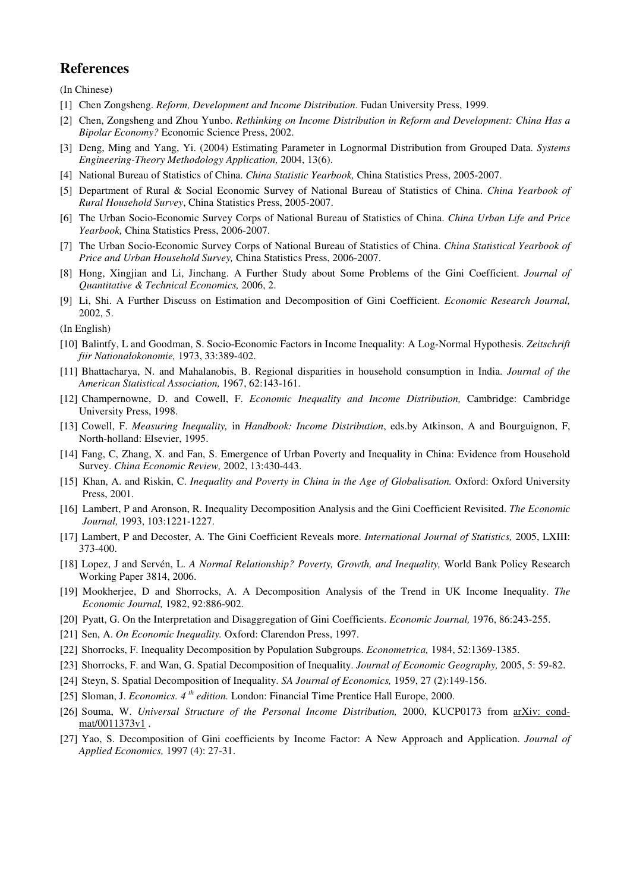## References

(In Chinese)

[1] Chen Zongsheng. *Reform, Development and Income Distribution*. Fudan University Press, 1999.

[2] Chen, Zongsheng and Zhou Yunbo. *Rethinking on Income Distribution in Reform and Development: China Has a Bipolar Economy?* Economic Science Press, 2002.

[3] Deng, Ming and Yang, Yi. (2004) Estimating Parameter in Lognormal Distribution from Grouped Data. *Systems Engineering-Theory Methodology Application,* 2004, 13(6).

[4] National Bureau of Statistics of China. *China Statistic Yearbook,* China Statistics Press, 2005-2007.

[5] Department of Rural & Social Economic Survey of National Bureau of Statistics of China. *China Yearbook of Rural Household Survey*, China Statistics Press, 2005-2007.

[6] The Urban Socio-Economic Survey Corps of National Bureau of Statistics of China. *China Urban Life and Price Yearbook,* China Statistics Press, 2006-2007.

[7] The Urban Socio-Economic Survey Corps of National Bureau of Statistics of China. *China Statistical Yearbook of Price and Urban Household Survey,* China Statistics Press, 2006-2007.

[8] Hong, Xingjian and Li, Jinchang. A Further Study about Some Problems of the Gini Coefficient. *Journal of Quantitative & Technical Economics,* 2006, 2.

[9] Li, Shi. A Further Discuss on Estimation and Decomposition of Gini Coefficient. *Economic Research Journal,* 2002, 5.

(In English)

[10] Balintfy, L and Goodman, S. Socio-Economic Factors in Income Inequality: A Log-Normal Hypothesis. *Zeitschrift fiir Nationalokonomie,* 1973, 33:389-402.

[11] Bhattacharya, N. and Mahalanobis, B. Regional disparities in household consumption in India. *Journal of the American Statistical Association,* 1967, 62:143-161.

[12] Champernowne, D. and Cowell, F. *Economic Inequality and Income Distribution,* Cambridge: Cambridge University Press, 1998.

[13] Cowell, F. *Measuring Inequality,* in *Handbook: Income Distribution*, eds.by Atkinson, A and Bourguignon, F, North-holland: Elsevier, 1995.

[14] Fang, C, Zhang, X. and Fan, S. Emergence of Urban Poverty and Inequality in China: Evidence from Household Survey. *China Economic Review,* 2002, 13:430-443.

[15] Khan, A. and Riskin, C. *Inequality and Poverty in China in the Age of Globalisation.* Oxford: Oxford University Press, 2001.

[16] Lambert, P and Aronson, R. Inequality Decomposition Analysis and the Gini Coefficient Revisited. *The Economic Journal,* 1993, 103:1221-1227.

[17] Lambert, P and Decoster, A. The Gini Coefficient Reveals more. *International Journal of Statistics,* 2005, LXIII: 373-400.

[18] Lopez, J and Servén, L. *A Normal Relationship? Poverty, Growth, and Inequality,* World Bank Policy Research Working Paper 3814, 2006.

[19] Mookherjee, D and Shorrocks, A. A Decomposition Analysis of the Trend in UK Income Inequality. *The Economic Journal,* 1982, 92:886-902.

[20] Pyatt, G. On the Interpretation and Disaggregation of Gini Coefficients. *Economic Journal,* 1976, 86:243-255.

[21] Sen, A. *On Economic Inequality.* Oxford: Clarendon Press, 1997.

[22] Shorrocks, F. Inequality Decomposition by Population Subgroups. *Econometrica,* 1984, 52:1369-1385.

[23] Shorrocks, F. and Wan, G. Spatial Decomposition of Inequality. *Journal of Economic Geography,* 2005, 5: 59-82.

[24] Steyn, S. Spatial Decomposition of Inequality. *SA Journal of Economics,* 1959, 27 (2):149-156.

[25] Sloman, J. *Economics. 4 th edition.* London: Financial Time Prentice Hall Europe, 2000.

[26] Souma, W. *Universal Structure of the Personal Income Distribution,* 2000, KUCP0173 from arXiv: cond-mat/0011373v1 .

[27] Yao, S. Decomposition of Gini coefficients by Income Factor: A New Approach and Application. *Journal of Applied Economics,* 1997 (4): 27-31.